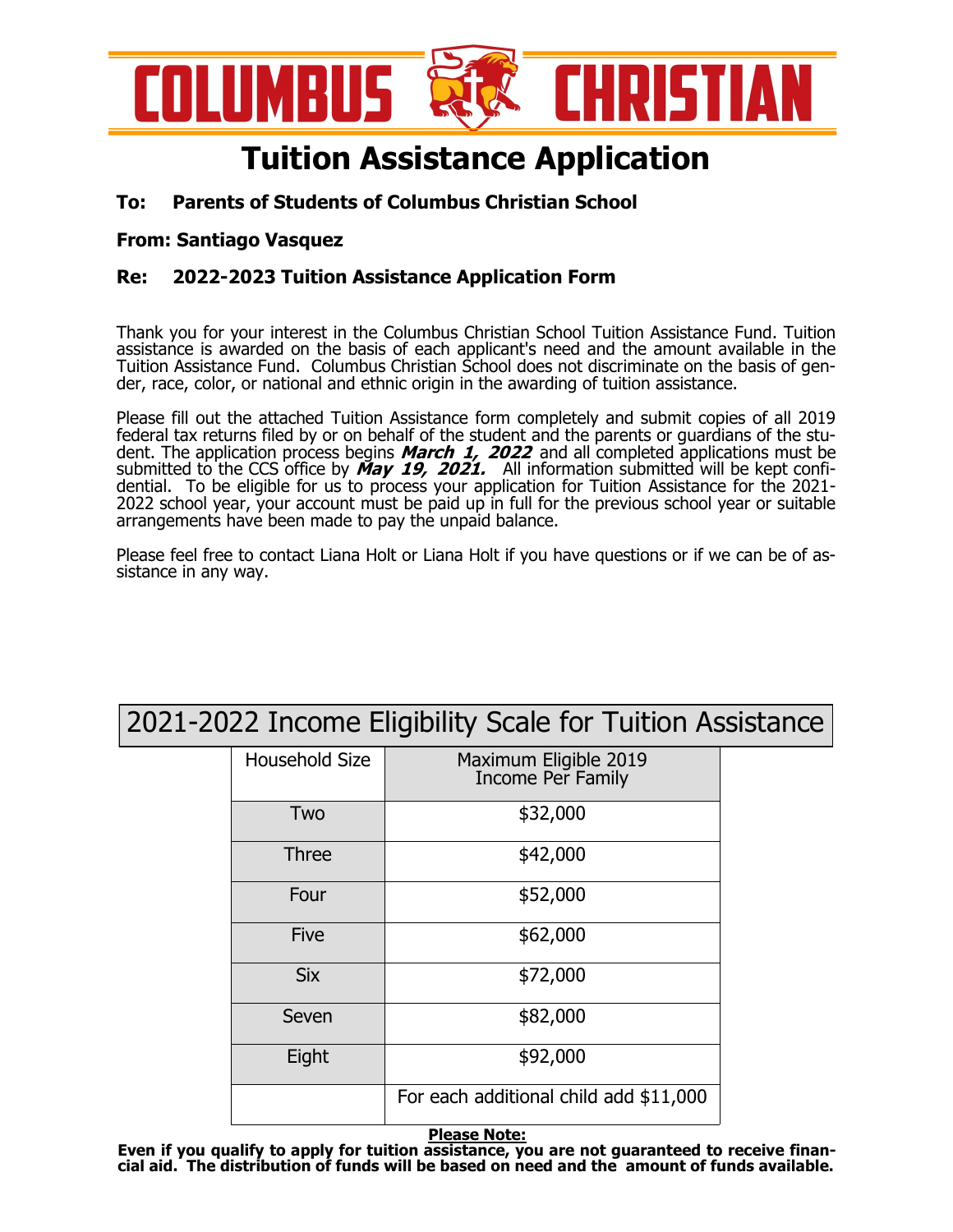# COLUMBUS CHRISTIAN

## Tuition Assistance Application

**To: Parents of Students of Columbus Christian School**

**From: Santiago Vasquez**

**Re: 2022-2023 Tuition Assistance Application Form**

Thank you for your interest in the Columbus Christian School Tuition Assistance Fund. Tuition assistance is awarded on the basis of each applicant's need and the amount available in the Tuition Assistance Fund. Columbus Christian School does not discriminate on the basis of gender, race, color, or national and ethnic origin in the awarding of tuition assistance.

Please fill out the attached Tuition Assistance form completely and submit copies of all 2019 federal tax returns filed by or on behalf of the student and the parents or guardians of the student. The application process begins ***March 1, 2022*** and all completed applications must be submitted to the CCS office by ***May 19, 2021.*** All information submitted will be kept confidential. To be eligible for us to process your application for Tuition Assistance for the 2021-2022 school year, your account must be paid up in full for the previous school year or suitable arrangements have been made to pay the unpaid balance.

Please feel free to contact Liana Holt or Liana Holt if you have questions or if we can be of assistance in any way.

### 2021-2022 Income Eligibility Scale for Tuition Assistance

| Household Size | Maximum Eligible 2019 Income Per Family |
|---|---|
| Two | $32,000 |
| Three | $42,000 |
| Four | $52,000 |
| Five | $62,000 |
| Six | $72,000 |
| Seven | $82,000 |
| Eight | $92,000 |
| | For each additional child add $11,000 |

**Please Note:**

**Even if you qualify to apply for tuition assistance, you are not guaranteed to receive financial aid. The distribution of funds will be based on need and the amount of funds available.**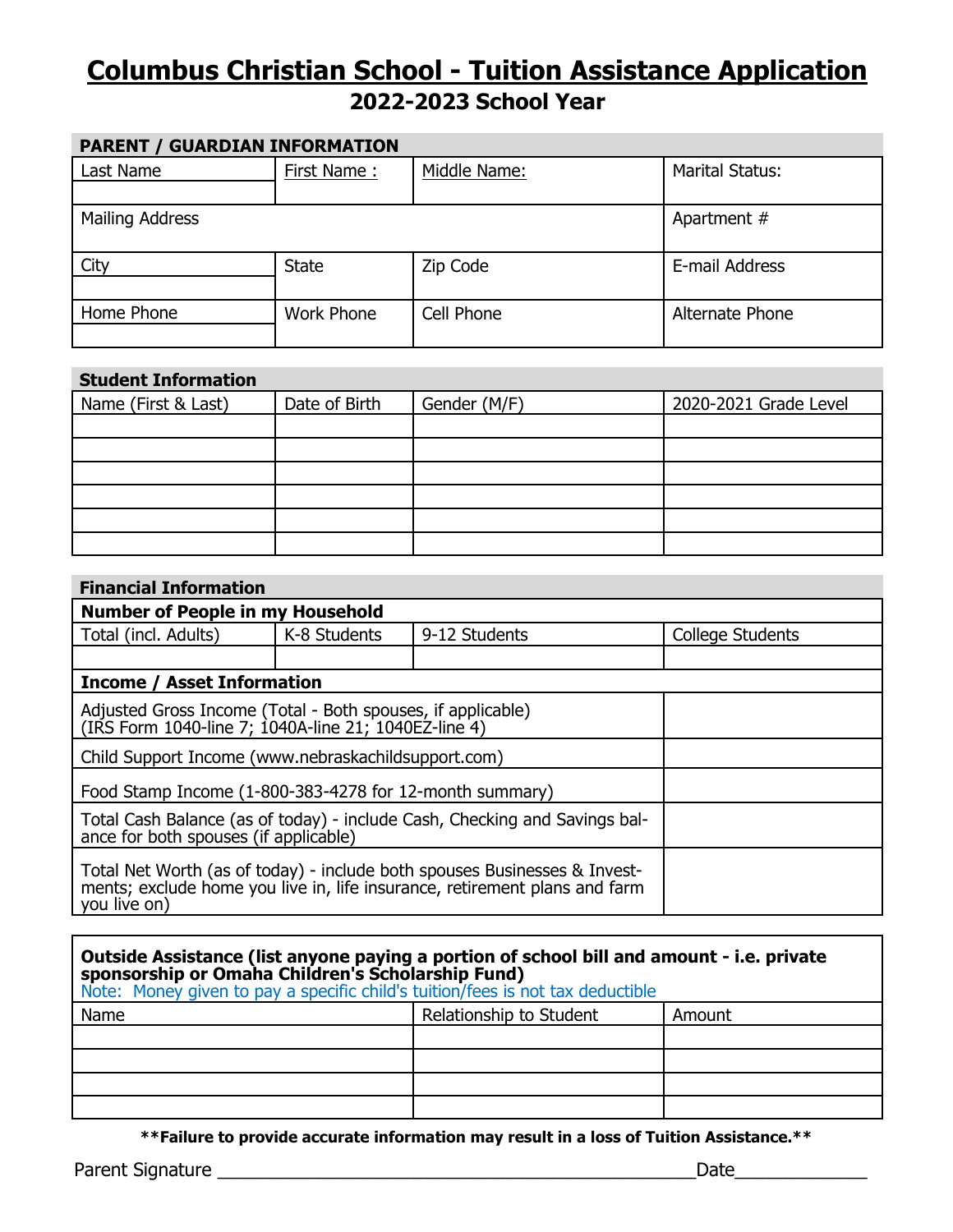# Columbus Christian School - Tuition Assistance Application

## 2022-2023 School Year

| PARENT / GUARDIAN INFORMATION | | | |
|---|---|---|---|
| Last Name | First Name : | Middle Name: | Marital Status: |
| Mailing Address | | | Apartment # |
| City | State | Zip Code | E-mail Address |
| Home Phone | Work Phone | Cell Phone | Alternate Phone |

| Student Information | | | |
|---|---|---|---|
| Name (First & Last) | Date of Birth | Gender (M/F) | 2020-2021 Grade Level |
| | | | |
| | | | |
| | | | |
| | | | |
| | | | |
| | | | |

| Financial Information | | | |
|---|---|---|---|
| **Number of People in my Household** | | | |
| Total (incl. Adults) | K-8 Students | 9-12 Students | College Students |
| | | | |

| Income / Asset Information | |
|---|---|
| Adjusted Gross Income (Total - Both spouses, if applicable) (IRS Form 1040-line 7; 1040A-line 21; 1040EZ-line 4) | |
| Child Support Income (www.nebraskachildsupport.com) | |
| Food Stamp Income (1-800-383-4278 for 12-month summary) | |
| Total Cash Balance (as of today) - include Cash, Checking and Savings balance for both spouses (if applicable) | |
| Total Net Worth (as of today) - include both spouses Businesses & Investments; exclude home you live in, life insurance, retirement plans and farm you live on) | |

**Outside Assistance (list anyone paying a portion of school bill and amount - i.e. private sponsorship or Omaha Children's Scholarship Fund)**
Note: Money given to pay a specific child's tuition/fees is not tax deductible

| Name | Relationship to Student | Amount |
|---|---|---|
| | | |
| | | |
| | | |
| | | |

****Failure to provide accurate information may result in a loss of Tuition Assistance.****

Parent Signature ______________________________________________ Date_____________